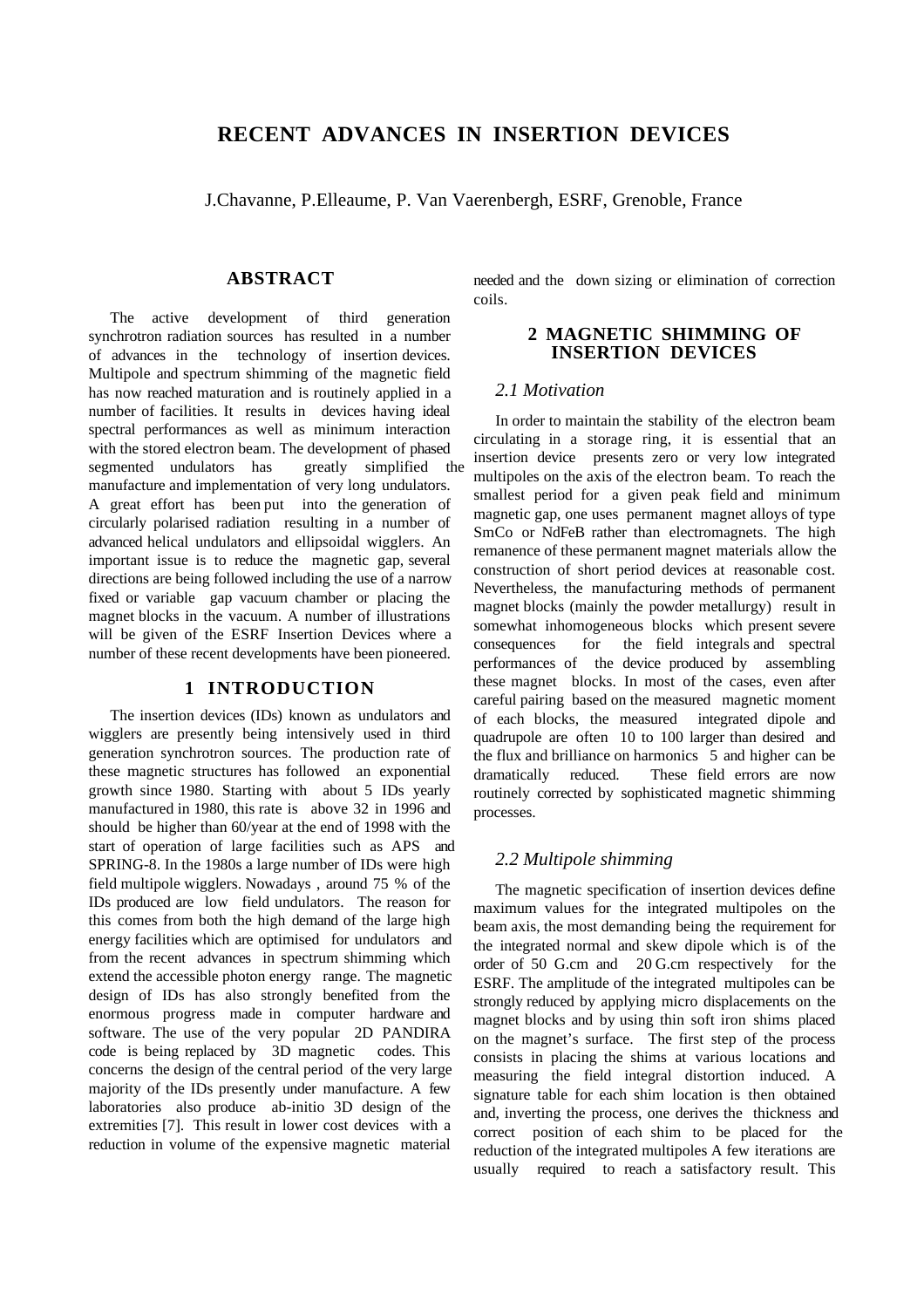# RECENT ADVANCES IN INSERTION DEVICES

J.Chavanne, P.Elleaume, P. Van Vaerenbergh, ESRF, Grenoble, France

## ABSTRACT

The active development of third generation synchrotron radiation sources has resulted in a number of advances in the technology of insertion devices. Multipole and spectrum shimming of the magnetic field has now reached maturation and is routinely applied in a number of facilities. It results in devices having ideal spectral performances as well as minimum interaction with the stored electron beam. The development of phased segmented undulators has greatly simplified the manufacture and implementation of very long undulators. A great effort has been put into the generation of circularly polarised radiation resulting in a number of advanced helical undulators and ellipsoidal wigglers. An important issue is to reduce the magnetic gap, several directions are being followed including the use of a narrow fixed or variable gap vacuum chamber or placing the magnet blocks in the vacuum. A number of illustrations will be given of the ESRF Insertion Devices where a number of these recent developments have been pioneered.

## 1 INTRODUCTION

The insertion devices (IDs) known as undulators and wigglers are presently being intensively used in third generation synchrotron sources. The production rate of these magnetic structures has followed an exponential growth since 1980. Starting with about 5 IDs yearly manufactured in 1980, this rate is above 32 in 1996 and should be higher than 60/year at the end of 1998 with the start of operation of large facilities such as APS and SPRING-8. In the 1980s a large number of IDs were high field multipole wigglers. Nowadays , around 75 % of the IDs produced are low field undulators. The reason for this comes from both the high demand of the large high energy facilities which are optimised for undulators and from the recent advances in spectrum shimming which extend the accessible photon energy range. The magnetic design of IDs has also strongly benefited from the enormous progress made in computer hardware and software. The use of the very popular 2D PANDIRA code is being replaced by 3D magnetic codes. This concerns the design of the central period of the very large majority of the IDs presently under manufacture. A few laboratories also produce ab-initio 3D design of the extremities [7]. This result in lower cost devices with a reduction in volume of the expensive magnetic material needed and the down sizing or elimination of correction coils.

## 2 MAGNETIC SHIMMING OF INSERTION DEVICES

### *2.1 Motivation*

In order to maintain the stability of the electron beam circulating in a storage ring, it is essential that an insertion device presents zero or very low integrated multipoles on the axis of the electron beam. To reach the smallest period for a given peak field and minimum magnetic gap, one uses permanent magnet alloys of type SmCo or NdFeB rather than electromagnets. The high remanence of these permanent magnet materials allow the construction of short period devices at reasonable cost. Nevertheless, the manufacturing methods of permanent magnet blocks (mainly the powder metallurgy) result in somewhat inhomogeneous blocks which present severe consequences for the field integrals and spectral performances of the device produced by assembling these magnet blocks. In most of the cases, even after careful pairing based on the measured magnetic moment of each blocks, the measured integrated dipole and quadrupole are often 10 to 100 larger than desired and the flux and brilliance on harmonics 5 and higher can be dramatically reduced. These field errors are now routinely corrected by sophisticated magnetic shimming processes.

### *2.2 Multipole shimming*

The magnetic specification of insertion devices define maximum values for the integrated multipoles on the beam axis, the most demanding being the requirement for the integrated normal and skew dipole which is of the order of 50 G.cm and 20 G.cm respectively for the ESRF. The amplitude of the integrated multipoles can be strongly reduced by applying micro displacements on the magnet blocks and by using thin soft iron shims placed on the magnet's surface. The first step of the process consists in placing the shims at various locations and measuring the field integral distortion induced. A signature table for each shim location is then obtained and, inverting the process, one derives the thickness and correct position of each shim to be placed for the reduction of the integrated multipoles A few iterations are usually required to reach a satisfactory result. This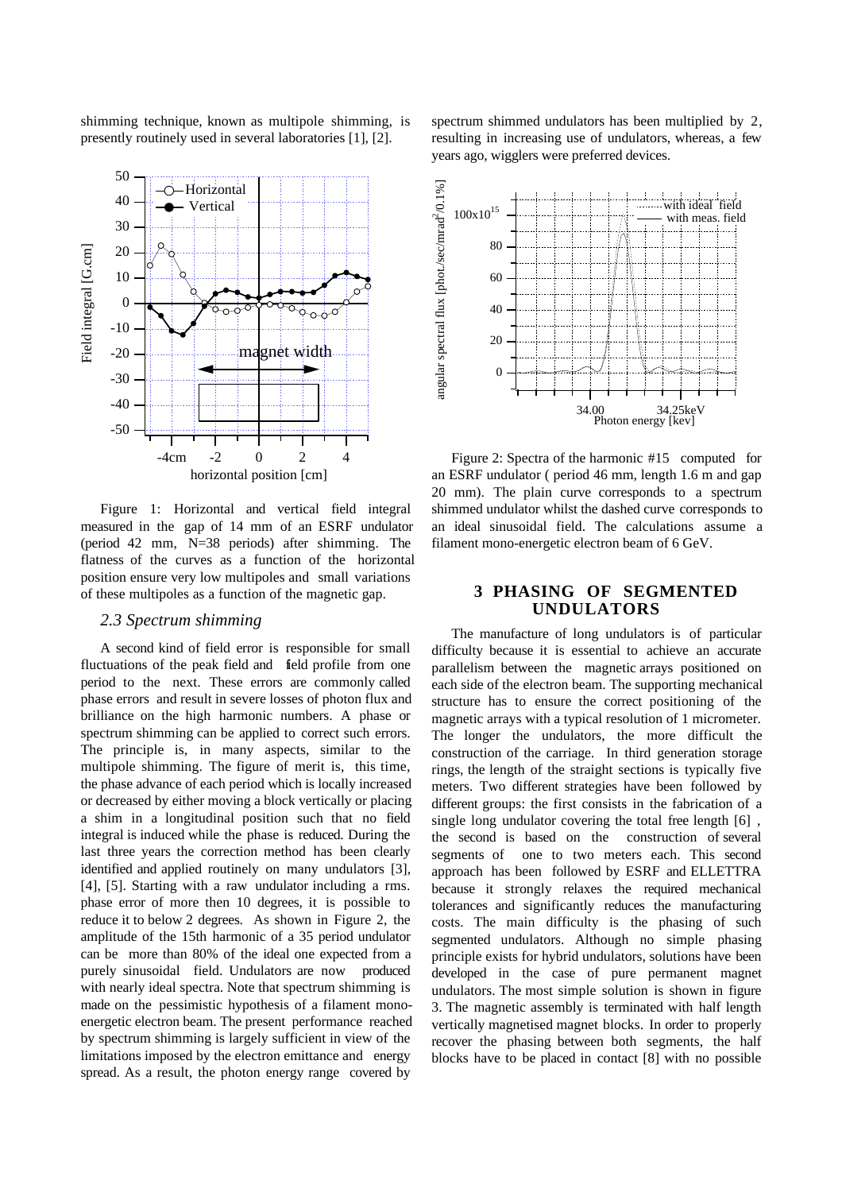shimming technique, known as multipole shimming, is presently routinely used in several laboratories [1], [2].

Figure 1: Horizontal and vertical field integral measured in the gap of 14 mm of an ESRF undulator (period 42 mm, N=38 periods) after shimming. The flatness of the curves as a function of the horizontal position ensure very low multipoles and small variations of these multipoles as a function of the magnetic gap.

### *2.3 Spectrum shimming*

A second kind of field error is responsible for small fluctuations of the peak field and field profile from one period to the next. These errors are commonly called phase errors and result in severe losses of photon flux and brilliance on the high harmonic numbers. A phase or spectrum shimming can be applied to correct such errors. The principle is, in many aspects, similar to the multipole shimming. The figure of merit is, this time, the phase advance of each period which is locally increased or decreased by either moving a block vertically or placing a shim in a longitudinal position such that no field integral is induced while the phase is reduced. During the last three years the correction method has been clearly identified and applied routinely on many undulators [3], [4], [5]. Starting with a raw undulator including a rms. phase error of more then 10 degrees, it is possible to reduce it to below 2 degrees. As shown in Figure 2, the amplitude of the 15th harmonic of a 35 period undulator can be more than 80% of the ideal one expected from a purely sinusoidal field. Undulators are now produced with nearly ideal spectra. Note that spectrum shimming is made on the pessimistic hypothesis of a filament mono-energetic electron beam. The present performance reached by spectrum shimming is largely sufficient in view of the limitations imposed by the electron emittance and energy spread. As a result, the photon energy range covered by spectrum shimmed undulators has been multiplied by 2, resulting in increasing use of undulators, whereas, a few years ago, wigglers were preferred devices.

Figure 2: Spectra of the harmonic #15 computed for an ESRF undulator ( period 46 mm, length 1.6 m and gap 20 mm). The plain curve corresponds to a spectrum shimmed undulator whilst the dashed curve corresponds to an ideal sinusoidal field. The calculations assume a filament mono-energetic electron beam of 6 GeV.

## 3 PHASING OF SEGMENTED UNDULATORS

The manufacture of long undulators is of particular difficulty because it is essential to achieve an accurate parallelism between the magnetic arrays positioned on each side of the electron beam. The supporting mechanical structure has to ensure the correct positioning of the magnetic arrays with a typical resolution of 1 micrometer. The longer the undulators, the more difficult the construction of the carriage. In third generation storage rings, the length of the straight sections is typically five meters. Two different strategies have been followed by different groups: the first consists in the fabrication of a single long undulator covering the total free length [6] , the second is based on the construction of several segments of one to two meters each. This second approach has been followed by ESRF and ELLETTRA because it strongly relaxes the required mechanical tolerances and significantly reduces the manufacturing costs. The main difficulty is the phasing of such segmented undulators. Although no simple phasing principle exists for hybrid undulators, solutions have been developed in the case of pure permanent magnet undulators. The most simple solution is shown in figure 3. The magnetic assembly is terminated with half length vertically magnetised magnet blocks. In order to properly recover the phasing between both segments, the half blocks have to be placed in contact [8] with no possible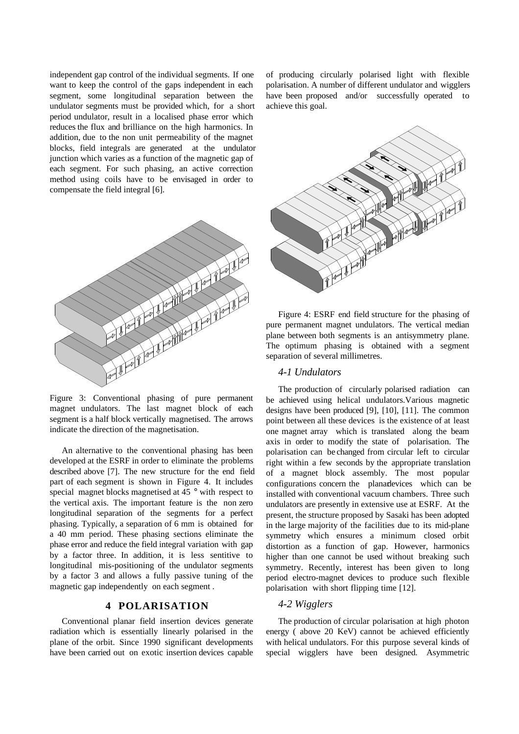independent gap control of the individual segments. If one want to keep the control of the gaps independent in each segment, some longitudinal separation between the undulator segments must be provided which, for a short period undulator, result in a localised phase error which reduces the flux and brilliance on the high harmonics. In addition, due to the non unit permeability of the magnet blocks, field integrals are generated at the undulator junction which varies as a function of the magnetic gap of each segment. For such phasing, an active correction method using coils have to be envisaged in order to compensate the field integral [6].

Figure 3: Conventional phasing of pure permanent magnet undulators. The last magnet block of each segment is a half block vertically magnetised. The arrows indicate the direction of the magnetisation.

An alternative to the conventional phasing has been developed at the ESRF in order to eliminate the problems described above [7]. The new structure for the end field part of each segment is shown in Figure 4. It includes special magnet blocks magnetised at 45 ° with respect to the vertical axis. The important feature is the non zero longitudinal separation of the segments for a perfect phasing. Typically, a separation of 6 mm is obtained for a 40 mm period. These phasing sections eliminate the phase error and reduce the field integral variation with gap by a factor three. In addition, it is less sentitive to longitudinal mis-positioning of the undulator segments by a factor 3 and allows a fully passive tuning of the magnetic gap independently on each segment .

## 4 POLARISATION

Conventional planar field insertion devices generate radiation which is essentially linearly polarised in the plane of the orbit. Since 1990 significant developments have been carried out on exotic insertion devices capable of producing circularly polarised light with flexible polarisation. A number of different undulator and wigglers have been proposed and/or successfully operated to achieve this goal.

Figure 4: ESRF end field structure for the phasing of pure permanent magnet undulators. The vertical median plane between both segments is an antisymmetry plane. The optimum phasing is obtained with a segment separation of several millimetres.

### *4-1 Undulators*

The production of circularly polarised radiation can be achieved using helical undulators.Various magnetic designs have been produced [9], [10], [11]. The common point between all these devices is the existence of at least one magnet array which is translated along the beam axis in order to modify the state of polarisation. The polarisation can be changed from circular left to circular right within a few seconds by the appropriate translation of a magnet block assembly. The most popular configurations concern the planardevices which can be installed with conventional vacuum chambers. Three such undulators are presently in extensive use at ESRF. At the present, the structure proposed by Sasaki has been adopted in the large majority of the facilities due to its mid-plane symmetry which ensures a minimum closed orbit distortion as a function of gap. However, harmonics higher than one cannot be used without breaking such symmetry. Recently, interest has been given to long period electro-magnet devices to produce such flexible polarisation with short flipping time [12].

### *4-2 Wigglers*

The production of circular polarisation at high photon energy ( above 20 KeV) cannot be achieved efficiently with helical undulators. For this purpose several kinds of special wigglers have been designed. Asymmetric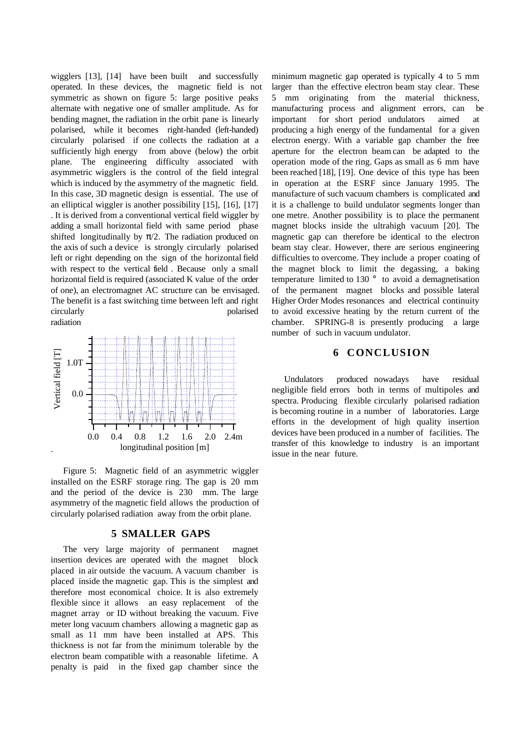wigglers [13], [14] have been built and successfully operated. In these devices, the magnetic field is not symmetric as shown on figure 5: large positive peaks alternate with negative one of smaller amplitude. As for bending magnet, the radiation in the orbit pane is linearly polarised, while it becomes right-handed (left-handed) circularly polarised if one collects the radiation at a sufficiently high energy from above (below) the orbit plane. The engineering difficulty associated with asymmetric wigglers is the control of the field integral which is induced by the asymmetry of the magnetic field. In this case, 3D magnetic design is essential. The use of an elliptical wiggler is another possibility [15], [16], [17] . It is derived from a conventional vertical field wiggler by adding a small horizontal field with same period phase shifted longitudinally by $\pi/2$. The radiation produced on the axis of such a device is strongly circularly polarised left or right depending on the sign of the horizontal field with respect to the vertical field . Because only a small horizontal field is required (associated K value of the order of one), an electromagnet AC structure can be envisaged. The benefit is a fast switching time between left and right circularly polarised radiation

Figure 5: Magnetic field of an asymmetric wiggler installed on the ESRF storage ring. The gap is 20 mm and the period of the device is 230 mm. The large asymmetry of the magnetic field allows the production of circularly polarised radiation away from the orbit plane.

## 5 SMALLER GAPS

The very large majority of permanent magnet insertion devices are operated with the magnet block placed in air outside the vacuum. A vacuum chamber is placed inside the magnetic gap. This is the simplest and therefore most economical choice. It is also extremely flexible since it allows an easy replacement of the magnet array or ID without breaking the vacuum. Five meter long vacuum chambers allowing a magnetic gap as small as 11 mm have been installed at APS. This thickness is not far from the minimum tolerable by the electron beam compatible with a reasonable lifetime. A penalty is paid in the fixed gap chamber since the minimum magnetic gap operated is typically 4 to 5 mm larger than the effective electron beam stay clear. These 5 mm originating from the material thickness, manufacturing process and alignment errors, can be important for short period undulators aimed at producing a high energy of the fundamental for a given electron energy. With a variable gap chamber the free aperture for the electron beam can be adapted to the operation mode of the ring. Gaps as small as 6 mm have been reached [18], [19]. One device of this type has been in operation at the ESRF since January 1995. The manufacture of such vacuum chambers is complicated and it is a challenge to build undulator segments longer than one metre. Another possibility is to place the permanent magnet blocks inside the ultrahigh vacuum [20]. The magnetic gap can therefore be identical to the electron beam stay clear. However, there are serious engineering difficulties to overcome. They include a proper coating of the magnet block to limit the degassing, a baking temperature limited to 130 ° to avoid a demagnetisation of the permanent magnet blocks and possible lateral Higher Order Modes resonances and electrical continuity to avoid excessive heating by the return current of the chamber. SPRING-8 is presently producing a large number of such in vacuum undulator.

## 6 CONCLUSION

Undulators produced nowadays have residual negligible field errors both in terms of multipoles and spectra. Producing flexible circularly polarised radiation is becoming routine in a number of laboratories. Large efforts in the development of high quality insertion devices have been produced in a number of facilities. The transfer of this knowledge to industry is an important issue in the near future.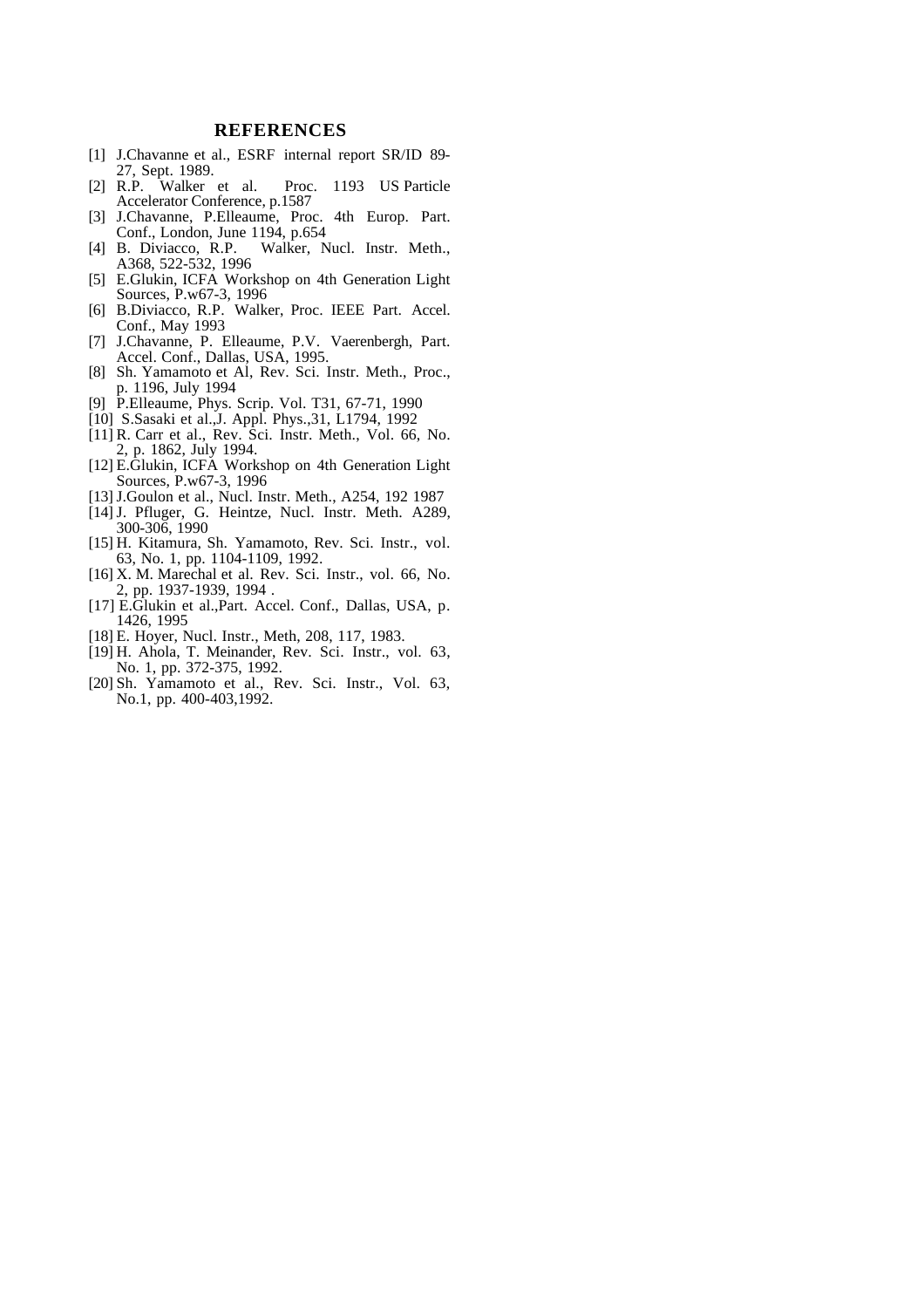## REFERENCES

[1] J.Chavanne et al., ESRF internal report SR/ID 89-27, Sept. 1989.
[2] R.P. Walker et al. Proc. 1193 US Particle Accelerator Conference, p.1587
[3] J.Chavanne, P.Elleaume, Proc. 4th Europ. Part. Conf., London, June 1194, p.654
[4] B. Diviacco, R.P. Walker, Nucl. Instr. Meth., A368, 522-532, 1996
[5] E.Glukin, ICFA Workshop on 4th Generation Light Sources, P.w67-3, 1996
[6] B.Diviacco, R.P. Walker, Proc. IEEE Part. Accel. Conf., May 1993
[7] J.Chavanne, P. Elleaume, P.V. Vaerenbergh, Part. Accel. Conf., Dallas, USA, 1995.
[8] Sh. Yamamoto et Al, Rev. Sci. Instr. Meth., Proc., p. 1196, July 1994
[9] P.Elleaume, Phys. Scrip. Vol. T31, 67-71, 1990
[10] S.Sasaki et al.,J. Appl. Phys.,31, L1794, 1992
[11] R. Carr et al., Rev. Sci. Instr. Meth., Vol. 66, No. 2, p. 1862, July 1994.
[12] E.Glukin, ICFA Workshop on 4th Generation Light Sources, P.w67-3, 1996
[13] J.Goulon et al., Nucl. Instr. Meth., A254, 192 1987
[14] J. Pfluger, G. Heintze, Nucl. Instr. Meth. A289, 300-306, 1990
[15] H. Kitamura, Sh. Yamamoto, Rev. Sci. Instr., vol. 63, No. 1, pp. 1104-1109, 1992.
[16] X. M. Marechal et al. Rev. Sci. Instr., vol. 66, No. 2, pp. 1937-1939, 1994 .
[17] E.Glukin et al.,Part. Accel. Conf., Dallas, USA, p. 1426, 1995
[18] E. Hoyer, Nucl. Instr., Meth, 208, 117, 1983.
[19] H. Ahola, T. Meinander, Rev. Sci. Instr., vol. 63, No. 1, pp. 372-375, 1992.
[20] Sh. Yamamoto et al., Rev. Sci. Instr., Vol. 63, No.1, pp. 400-403,1992.